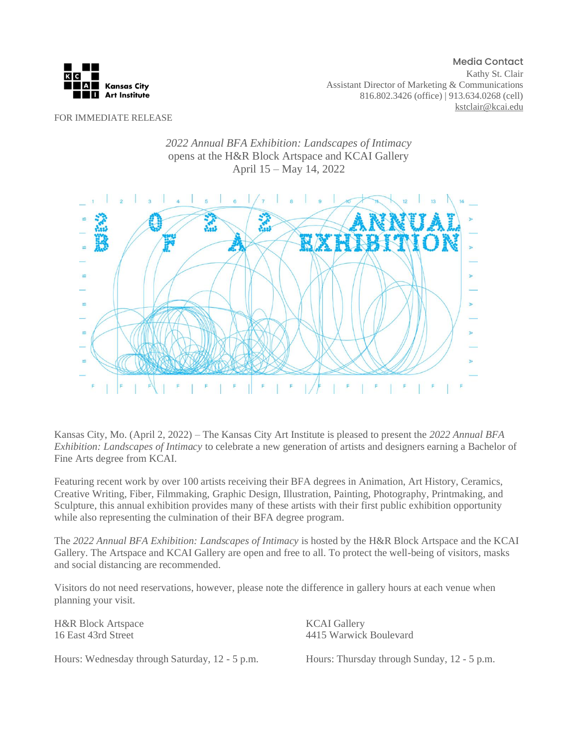Kansas City Art Institute

**Media Contact**
Kathy St. Clair
Assistant Director of Marketing & Communications
816.802.3426 (office) | 913.634.0268 (cell)
kstclair@kcai.edu

FOR IMMEDIATE RELEASE

*2022 Annual BFA Exhibition: Landscapes of Intimacy*
opens at the H&R Block Artspace and KCAI Gallery
April 15 – May 14, 2022

Kansas City, Mo. (April 2, 2022) – The Kansas City Art Institute is pleased to present the *2022 Annual BFA Exhibition: Landscapes of Intimacy* to celebrate a new generation of artists and designers earning a Bachelor of Fine Arts degree from KCAI.

Featuring recent work by over 100 artists receiving their BFA degrees in Animation, Art History, Ceramics, Creative Writing, Fiber, Filmmaking, Graphic Design, Illustration, Painting, Photography, Printmaking, and Sculpture, this annual exhibition provides many of these artists with their first public exhibition opportunity while also representing the culmination of their BFA degree program.

The *2022 Annual BFA Exhibition: Landscapes of Intimacy* is hosted by the H&R Block Artspace and the KCAI Gallery. The Artspace and KCAI Gallery are open and free to all. To protect the well-being of visitors, masks and social distancing are recommended.

Visitors do not need reservations, however, please note the difference in gallery hours at each venue when planning your visit.

H&R Block Artspace
16 East 43rd Street

Hours: Wednesday through Saturday, 12 - 5 p.m.

KCAI Gallery
4415 Warwick Boulevard

Hours: Thursday through Sunday, 12 - 5 p.m.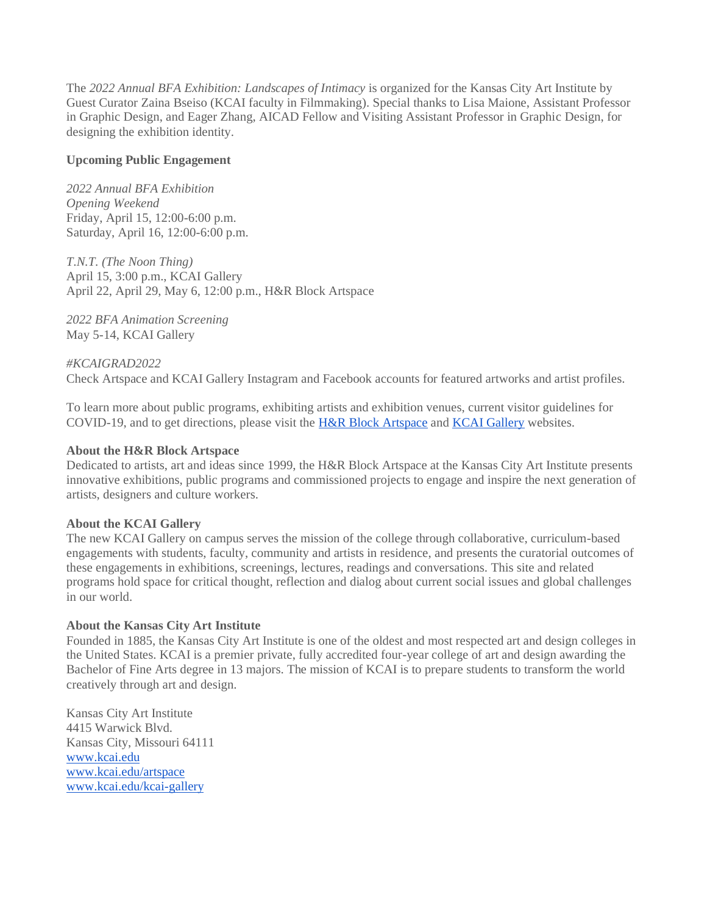The *2022 Annual BFA Exhibition: Landscapes of Intimacy* is organized for the Kansas City Art Institute by Guest Curator Zaina Bseiso (KCAI faculty in Filmmaking). Special thanks to Lisa Maione, Assistant Professor in Graphic Design, and Eager Zhang, AICAD Fellow and Visiting Assistant Professor in Graphic Design, for designing the exhibition identity.

**Upcoming Public Engagement**

*2022 Annual BFA Exhibition*
*Opening Weekend*
Friday, April 15, 12:00-6:00 p.m.
Saturday, April 16, 12:00-6:00 p.m.

*T.N.T. (The Noon Thing)*
April 15, 3:00 p.m., KCAI Gallery
April 22, April 29, May 6, 12:00 p.m., H&R Block Artspace

*2022 BFA Animation Screening*
May 5-14, KCAI Gallery

*#KCAIGRAD2022*
Check Artspace and KCAI Gallery Instagram and Facebook accounts for featured artworks and artist profiles.

To learn more about public programs, exhibiting artists and exhibition venues, current visitor guidelines for COVID-19, and to get directions, please visit the [H&R Block Artspace]() and [KCAI Gallery]() websites.

**About the H&R Block Artspace**
Dedicated to artists, art and ideas since 1999, the H&R Block Artspace at the Kansas City Art Institute presents innovative exhibitions, public programs and commissioned projects to engage and inspire the next generation of artists, designers and culture workers.

**About the KCAI Gallery**
The new KCAI Gallery on campus serves the mission of the college through collaborative, curriculum-based engagements with students, faculty, community and artists in residence, and presents the curatorial outcomes of these engagements in exhibitions, screenings, lectures, readings and conversations. This site and related programs hold space for critical thought, reflection and dialog about current social issues and global challenges in our world.

**About the Kansas City Art Institute**
Founded in 1885, the Kansas City Art Institute is one of the oldest and most respected art and design colleges in the United States. KCAI is a premier private, fully accredited four-year college of art and design awarding the Bachelor of Fine Arts degree in 13 majors. The mission of KCAI is to prepare students to transform the world creatively through art and design.

Kansas City Art Institute
4415 Warwick Blvd.
Kansas City, Missouri 64111
[www.kcai.edu](www.kcai.edu)
[www.kcai.edu/artspace](www.kcai.edu/artspace)
[www.kcai.edu/kcai-gallery](www.kcai.edu/kcai-gallery)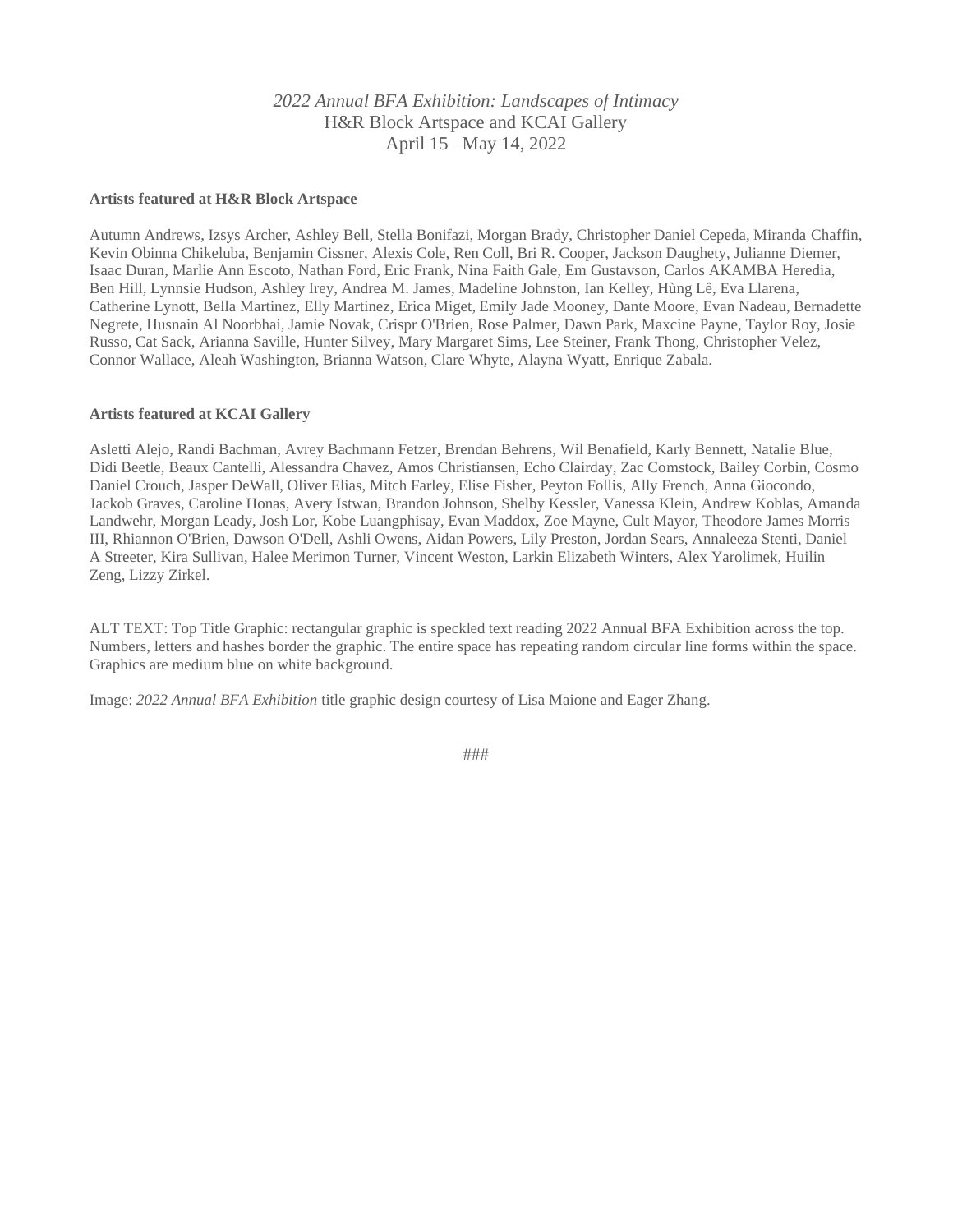*2022 Annual BFA Exhibition: Landscapes of Intimacy*
H&R Block Artspace and KCAI Gallery
April 15– May 14, 2022

**Artists featured at H&R Block Artspace**

Autumn Andrews, Izsys Archer, Ashley Bell, Stella Bonifazi, Morgan Brady, Christopher Daniel Cepeda, Miranda Chaffin, Kevin Obinna Chikeluba, Benjamin Cissner, Alexis Cole, Ren Coll, Bri R. Cooper, Jackson Daughety, Julianne Diemer, Isaac Duran, Marlie Ann Escoto, Nathan Ford, Eric Frank, Nina Faith Gale, Em Gustavson, Carlos AKAMBA Heredia, Ben Hill, Lynnsie Hudson, Ashley Irey, Andrea M. James, Madeline Johnston, Ian Kelley, Hùng Lê, Eva Llarena, Catherine Lynott, Bella Martinez, Elly Martinez, Erica Miget, Emily Jade Mooney, Dante Moore, Evan Nadeau, Bernadette Negrete, Husnain Al Noorbhai, Jamie Novak, Crispr O'Brien, Rose Palmer, Dawn Park, Maxcine Payne, Taylor Roy, Josie Russo, Cat Sack, Arianna Saville, Hunter Silvey, Mary Margaret Sims, Lee Steiner, Frank Thong, Christopher Velez, Connor Wallace, Aleah Washington, Brianna Watson, Clare Whyte, Alayna Wyatt, Enrique Zabala.

**Artists featured at KCAI Gallery**

Asletti Alejo, Randi Bachman, Avrey Bachmann Fetzer, Brendan Behrens, Wil Benafield, Karly Bennett, Natalie Blue, Didi Beetle, Beaux Cantelli, Alessandra Chavez, Amos Christiansen, Echo Clairday, Zac Comstock, Bailey Corbin, Cosmo Daniel Crouch, Jasper DeWall, Oliver Elias, Mitch Farley, Elise Fisher, Peyton Follis, Ally French, Anna Giocondo, Jackob Graves, Caroline Honas, Avery Istwan, Brandon Johnson, Shelby Kessler, Vanessa Klein, Andrew Koblas, Amanda Landwehr, Morgan Leady, Josh Lor, Kobe Luangphisay, Evan Maddox, Zoe Mayne, Cult Mayor, Theodore James Morris III, Rhiannon O'Brien, Dawson O'Dell, Ashli Owens, Aidan Powers, Lily Preston, Jordan Sears, Annaleeza Stenti, Daniel A Streeter, Kira Sullivan, Halee Merimon Turner, Vincent Weston, Larkin Elizabeth Winters, Alex Yarolimek, Huilin Zeng, Lizzy Zirkel.

ALT TEXT: Top Title Graphic: rectangular graphic is speckled text reading 2022 Annual BFA Exhibition across the top. Numbers, letters and hashes border the graphic. The entire space has repeating random circular line forms within the space. Graphics are medium blue on white background.

Image: *2022 Annual BFA Exhibition* title graphic design courtesy of Lisa Maione and Eager Zhang.

###